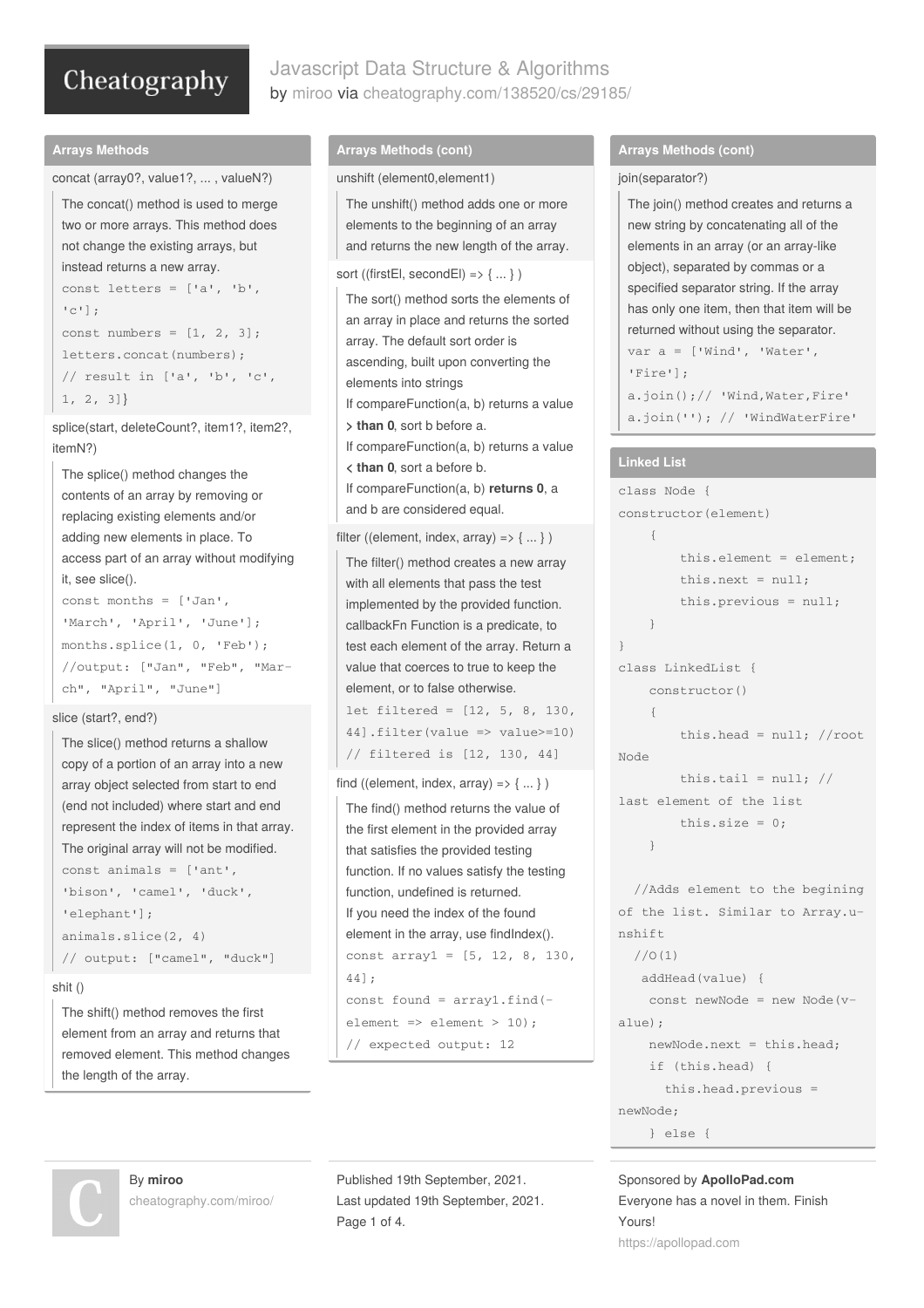# Javascript Data Structure & Algorithms

by miroo via cheatography.com/138520/cs/29185/

## Arrays Methods

concat (array0?, value1?, ... , valueN?)

The concat() method is used to merge two or more arrays. This method does not change the existing arrays, but instead returns a new array.

```
const letters = ['a', 'b', 'c'];
const numbers = [1, 2, 3];
letters.concat(numbers);
// result in ['a', 'b', 'c', 1, 2, 3]}
```

splice(start, deleteCount?, item1?, item2?, itemN?)

The splice() method changes the contents of an array by removing or replacing existing elements and/or adding new elements in place. To access part of an array without modifying it, see slice().

```
const months = ['Jan', 'March', 'April', 'June'];
months.splice(1, 0, 'Feb');
//output: ["Jan", "Feb", "March", "April", "June"]
```

slice (start?, end?)

The slice() method returns a shallow copy of a portion of an array into a new array object selected from start to end (end not included) where start and end represent the index of items in that array. The original array will not be modified.

```
const animals = ['ant', 'bison', 'camel', 'duck', 'elephant'];
animals.slice(2, 4)
// output: ["camel", "duck"]
```

shit ()

The shift() method removes the first element from an array and returns that removed element. This method changes the length of the array.

## Arrays Methods (cont)

unshift (element0,element1)

The unshift() method adds one or more elements to the beginning of an array and returns the new length of the array.

sort ((firstEl, secondEl) => { ... } )

The sort() method sorts the elements of an array in place and returns the sorted array. The default sort order is ascending, built upon converting the elements into strings

If compareFunction(a, b) returns a value **> than 0**, sort b before a.

If compareFunction(a, b) returns a value **< than 0**, sort a before b.

If compareFunction(a, b) **returns 0**, a and b are considered equal.

filter ((element, index, array) => { ... } )

The filter() method creates a new array with all elements that pass the test implemented by the provided function. callbackFn Function is a predicate, to test each element of the array. Return a value that coerces to true to keep the element, or to false otherwise.

```
let filtered = [12, 5, 8, 130, 44].filter(value => value>=10)
// filtered is [12, 130, 44]
```

find ((element, index, array) => { ... } )

The find() method returns the value of the first element in the provided array that satisfies the provided testing function. If no values satisfy the testing function, undefined is returned.

If you need the index of the found element in the array, use findIndex().

```
const array1 = [5, 12, 8, 130, 44];
const found = array1.find(element => element > 10);
// expected output: 12
```

## Arrays Methods (cont)

join(separator?)

The join() method creates and returns a new string by concatenating all of the elements in an array (or an array-like object), separated by commas or a specified separator string. If the array has only one item, then that item will be returned without using the separator.

```
var a = ['Wind', 'Water', 'Fire'];
a.join();// 'Wind,Water,Fire'
a.join(''); // 'WindWaterFire'
```

## Linked List

```
class Node {
constructor(element)
    {
        this.element = element;
        this.next = null;
        this.previous = null;
    }
}
class LinkedList {
    constructor()
    {
        this.head = null; //root Node
        this.tail = null; // last element of the list
        this.size = 0;
    }

  //Adds element to the begining of the list. Similar to Array.unshift
  //O(1)
   addHead(value) {
    const newNode = new Node(value);
    newNode.next = this.head;
    if (this.head) {
      this.head.previous = newNode;
    } else {
```

By **miroo**
cheatography.com/miroo/

Published 19th September, 2021.
Last updated 19th September, 2021.

Sponsored by **ApolloPad.com**
Everyone has a novel in them. Finish Yours!
https://apollopad.com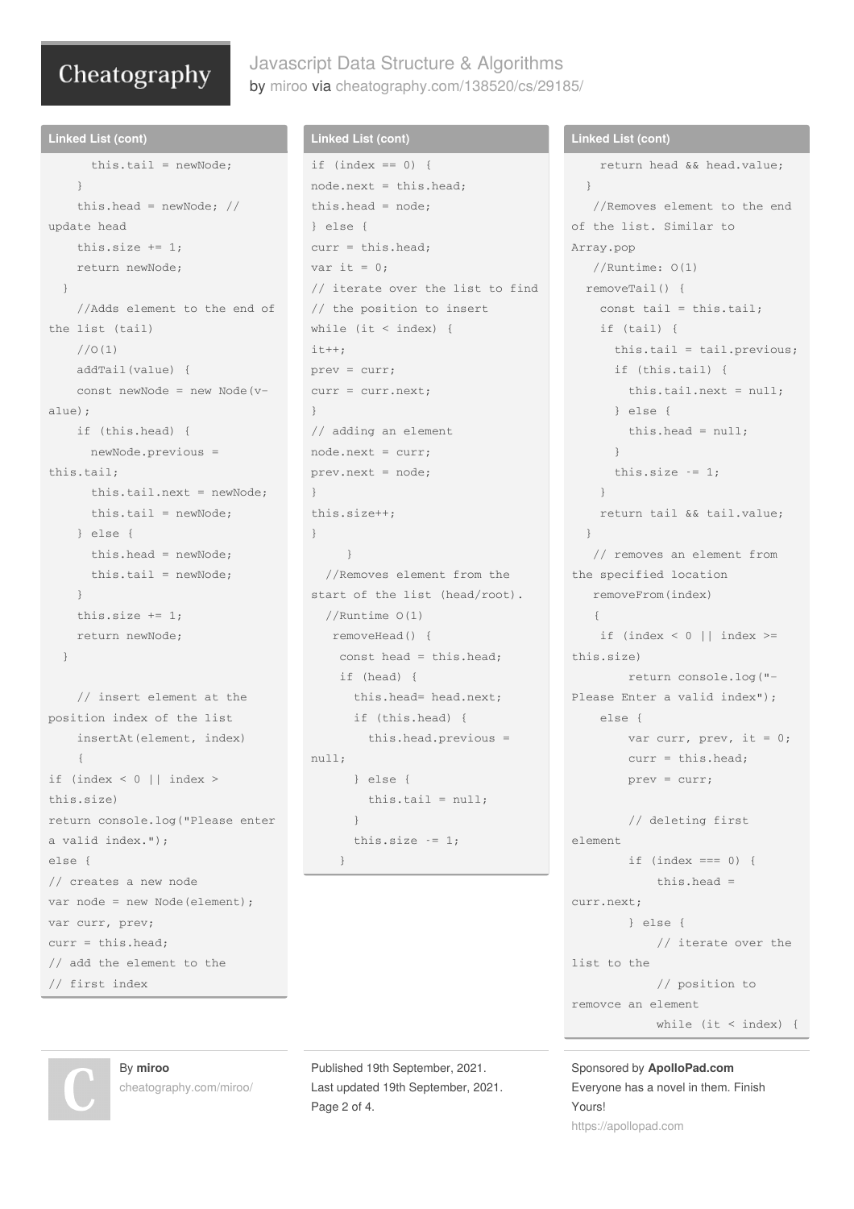## Linked List (cont)

```
      this.tail = newNode;
    }
    this.head = newNode; // update head
    this.size += 1;
    return newNode;
  }
    //Adds element to the end of the list (tail)
    //O(1)
    addTail(value) {
    const newNode = new Node(value);
    if (this.head) {
      newNode.previous = this.tail;
      this.tail.next = newNode;
      this.tail = newNode;
    } else {
      this.head = newNode;
      this.tail = newNode;
    }
    this.size += 1;
    return newNode;
  }

    // insert element at the position index of the list
    insertAt(element, index)
    {
if (index < 0 || index > this.size)
return console.log("Please enter a valid index.");
else {
// creates a new node
var node = new Node(element);
var curr, prev;
curr = this.head;
// add the element to the
// first index
```

## Linked List (cont)

```
if (index == 0) {
node.next = this.head;
this.head = node;
} else {
curr = this.head;
var it = 0;
// iterate over the list to find
// the position to insert
while (it < index) {
it++;
prev = curr;
curr = curr.next;
}
// adding an element
node.next = curr;
prev.next = node;
}
this.size++;
}
     }
  //Removes element from the start of the list (head/root).
  //Runtime O(1)
   removeHead() {
    const head = this.head;
    if (head) {
      this.head= head.next;
      if (this.head) {
        this.head.previous = null;
      } else {
        this.tail = null;
      }
      this.size -= 1;
    }
```

## Linked List (cont)

```
    return head && head.value;
  }
   //Removes element to the end of the list. Similar to Array.pop
   //Runtime: O(1)
  removeTail() {
    const tail = this.tail;
    if (tail) {
      this.tail = tail.previous;
      if (this.tail) {
        this.tail.next = null;
      } else {
        this.head = null;
      }
      this.size -= 1;
    }
    return tail && tail.value;
  }
   // removes an element from the specified location
   removeFrom(index)
   {
    if (index < 0 || index >= this.size)
        return console.log("Please Enter a valid index");
    else {
        var curr, prev, it = 0;
        curr = this.head;
        prev = curr;

        // deleting first element
        if (index === 0) {
            this.head = curr.next;
        } else {
            // iterate over the list to the
            // position to removce an element
            while (it < index) {
```

By **miroo**
cheatography.com/miroo/

Published 19th September, 2021.
Last updated 19th September, 2021.

Sponsored by **ApolloPad.com**
Everyone has a novel in them. Finish Yours!
https://apollopad.com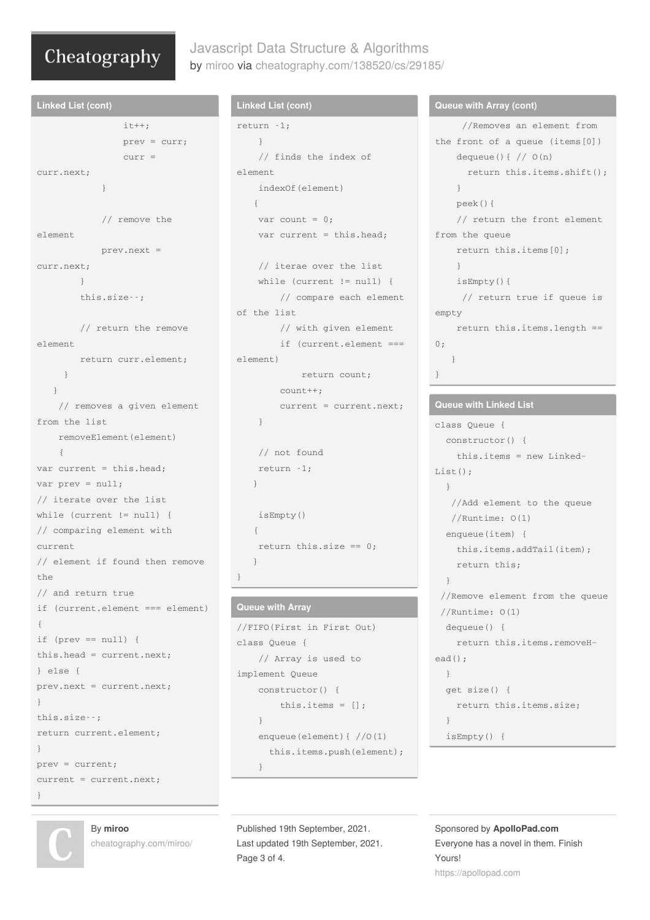## Linked List (cont)

```
                it++;
                prev = curr;
                curr =
curr.next;
            }

            // remove the
element
            prev.next =
curr.next;
        }
        this.size--;

        // return the remove
element
        return curr.element;
    }
  }
   // removes a given element
from the list
   removeElement(element)
   {
var current = this.head;
var prev = null;
// iterate over the list
while (current != null) {
// comparing element with
current
// element if found then remove
the
// and return true
if (current.element === element)
{
if (prev == null) {
this.head = current.next;
} else {
prev.next = current.next;
}
this.size--;
return current.element;
}
prev = current;
current = current.next;
}
```

## Linked List (cont)

```
return -1;
    }
    // finds the index of
element
    indexOf(element)
   {
    var count = 0;
    var current = this.head;

    // iterae over the list
    while (current != null) {
        // compare each element
of the list
        // with given element
        if (current.element ===
element)
            return count;
        count++;
        current = current.next;
    }

    // not found
    return -1;
   }

    isEmpty()
   {
    return this.size == 0;
   }
}
```

## Queue with Array

```
//FIFO(First in First Out)
class Queue {
    // Array is used to
implement Queue
    constructor() {
        this.items = [];
    }
    enqueue(element){ //O(1)
      this.items.push(element);
    }
```

## Queue with Array (cont)

```
     //Removes an element from
the front of a queue (items[0])
    dequeue(){ // O(n)
      return this.items.shift();
    }
    peek(){
    // return the front element
from the queue
    return this.items[0];
    }
    isEmpty(){
     // return true if queue is
empty
    return this.items.length ==
0;
   }
}
```

## Queue with Linked List

```
class Queue {
  constructor() {
    this.items = new Linked-
List();
  }
   //Add element to the queue
   //Runtime: O(1)
  enqueue(item) {
    this.items.addTail(item);
    return this;
  }
 //Remove element from the queue
 //Runtime: O(1)
  dequeue() {
    return this.items.removeH-
ead();
  }
  get size() {
    return this.items.size;
  }
  isEmpty() {
```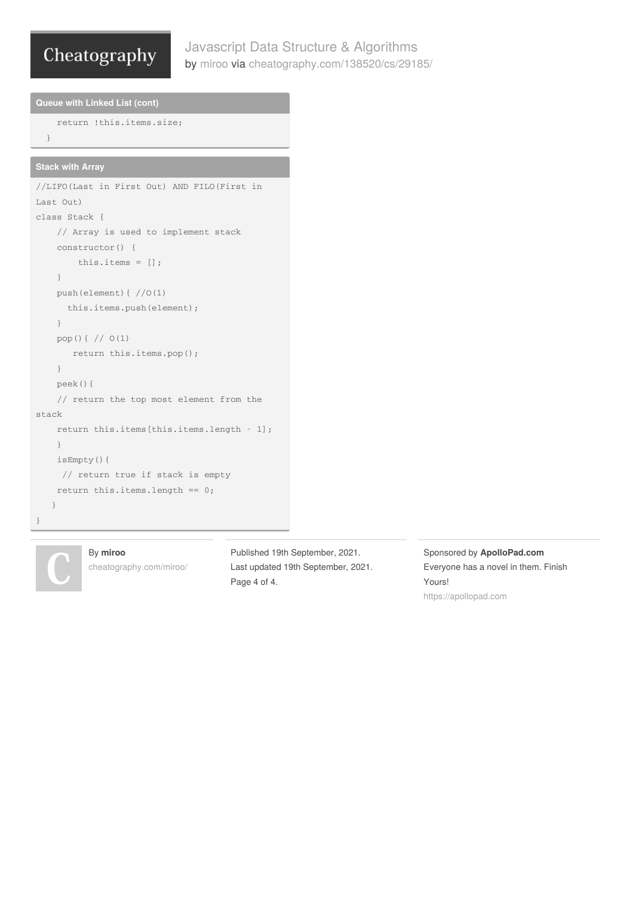## Queue with Linked List (cont)

```
    return !this.items.size;
  }
```

## Stack with Array

```
//LIFO(Last in First Out) AND FILO(First in
Last Out)
class Stack {
    // Array is used to implement stack
    constructor() {
        this.items = [];
    }
    push(element){ //O(1)
      this.items.push(element);
    }
    pop(){ // O(1)
       return this.items.pop();
    }
    peek(){
    // return the top most element from the
stack
    return this.items[this.items.length - 1];
    }
    isEmpty(){
     // return true if stack is empty
    return this.items.length == 0;
   }
}
```

By **miroo**
cheatography.com/miroo/

Published 19th September, 2021.
Last updated 19th September, 2021.

Sponsored by **ApolloPad.com**
Everyone has a novel in them. Finish Yours!
https://apollopad.com